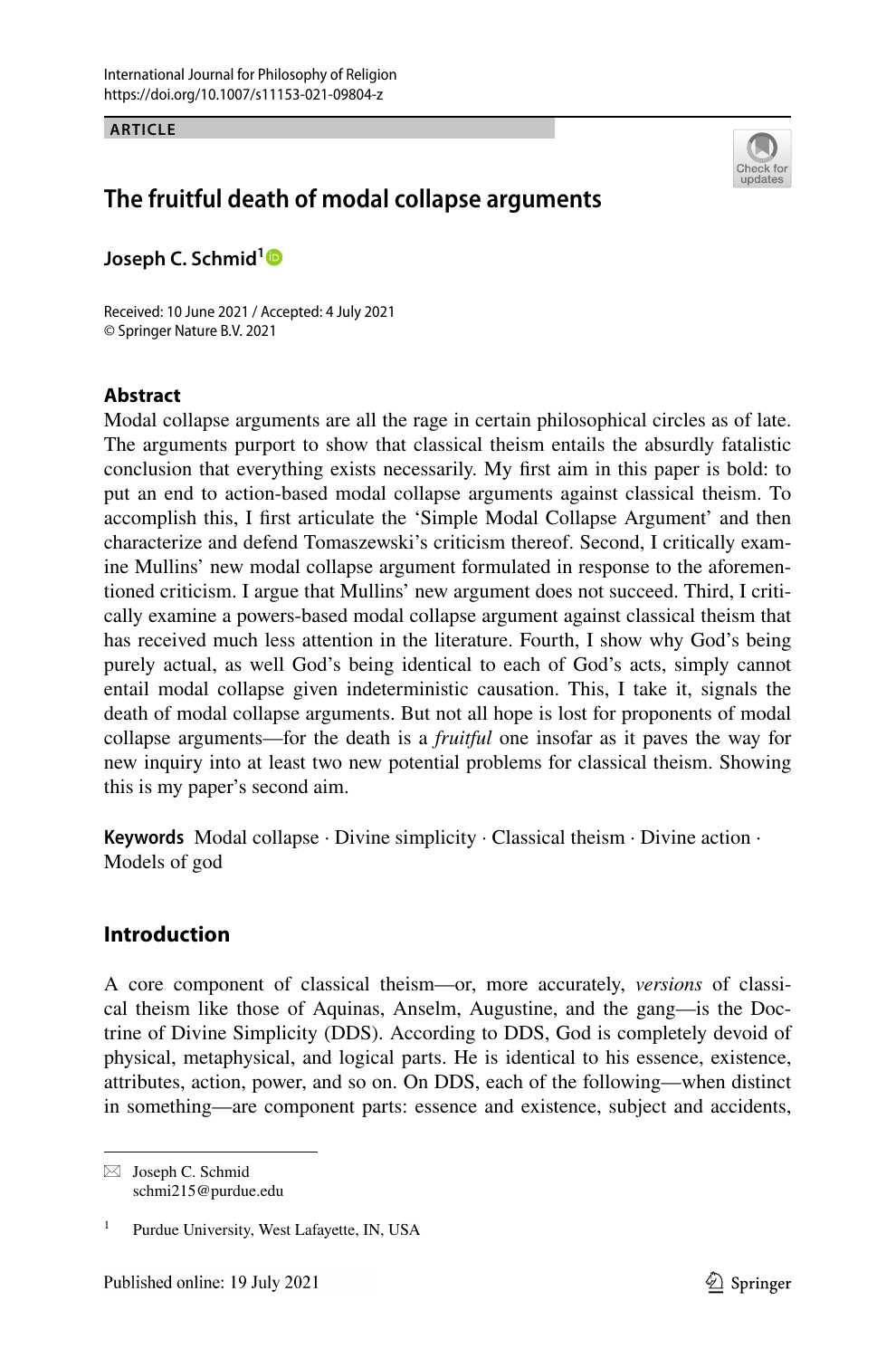International Journal for Philosophy of Religion
https://doi.org/10.1007/s11153-021-09804-z

**ARTICLE**

# The fruitful death of modal collapse arguments

**Joseph C. Schmid**[1]

Received: 10 June 2021 / Accepted: 4 July 2021
© Springer Nature B.V. 2021

## Abstract

Modal collapse arguments are all the rage in certain philosophical circles as of late. The arguments purport to show that classical theism entails the absurdly fatalistic conclusion that everything exists necessarily. My first aim in this paper is bold: to put an end to action-based modal collapse arguments against classical theism. To accomplish this, I first articulate the 'Simple Modal Collapse Argument' and then characterize and defend Tomaszewski's criticism thereof. Second, I critically examine Mullins' new modal collapse argument formulated in response to the aforementioned criticism. I argue that Mullins' new argument does not succeed. Third, I critically examine a powers-based modal collapse argument against classical theism that has received much less attention in the literature. Fourth, I show why God's being purely actual, as well God's being identical to each of God's acts, simply cannot entail modal collapse given indeterministic causation. This, I take it, signals the death of modal collapse arguments. But not all hope is lost for proponents of modal collapse arguments—for the death is a *fruitful* one insofar as it paves the way for new inquiry into at least two new potential problems for classical theism. Showing this is my paper's second aim.

**Keywords** Modal collapse · Divine simplicity · Classical theism · Divine action · Models of god

## Introduction

A core component of classical theism—or, more accurately, *versions* of classical theism like those of Aquinas, Anselm, Augustine, and the gang—is the Doctrine of Divine Simplicity (DDS). According to DDS, God is completely devoid of physical, metaphysical, and logical parts. He is identical to his essence, existence, attributes, action, power, and so on. On DDS, each of the following—when distinct in something—are component parts: essence and existence, subject and accidents,

---

✉ Joseph C. Schmid
schmi215@purdue.edu

[1] Purdue University, West Lafayette, IN, USA

Published online: 19 July 2021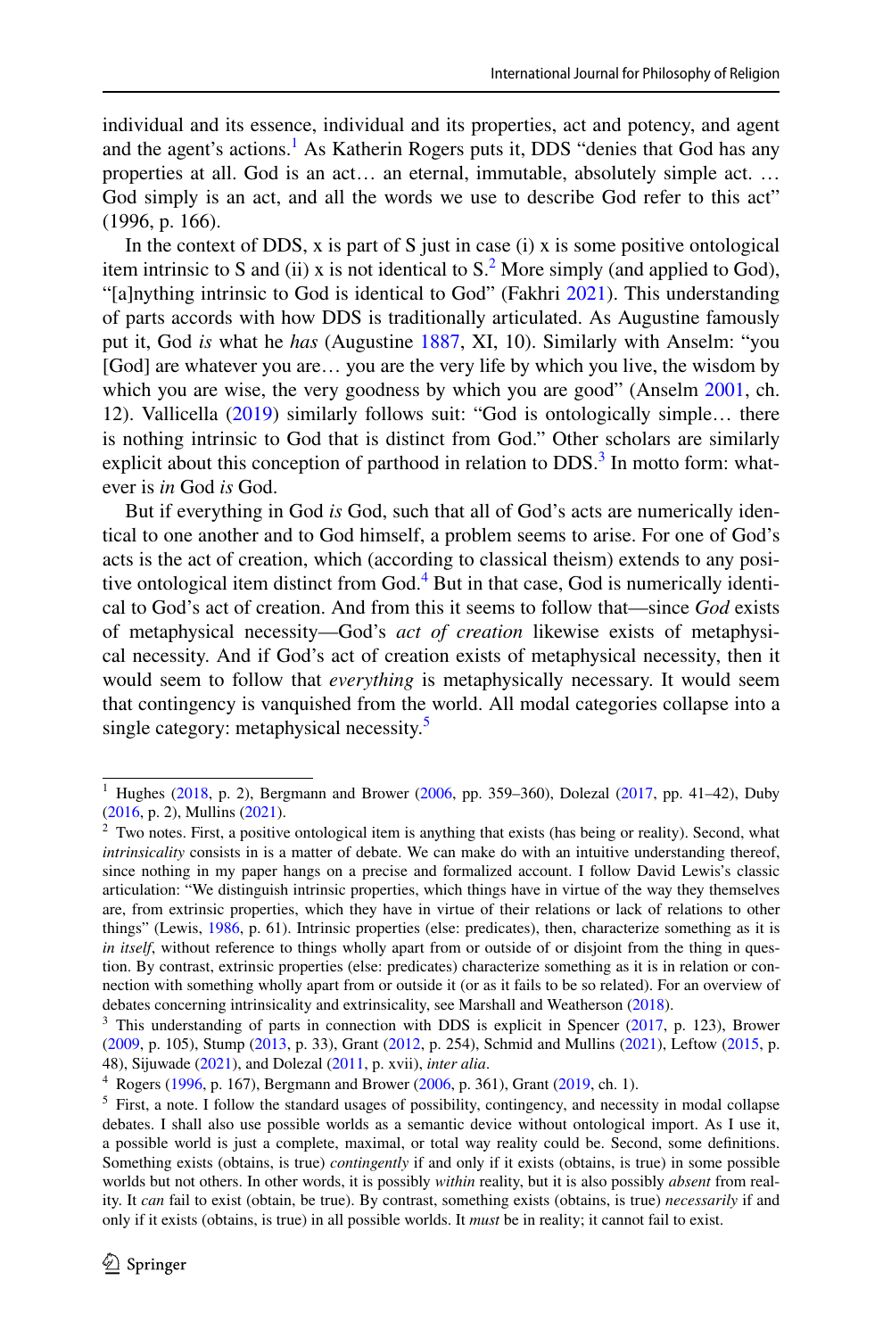individual and its essence, individual and its properties, act and potency, and agent and the agent's actions.[1] As Katherin Rogers puts it, DDS "denies that God has any properties at all. God is an act… an eternal, immutable, absolutely simple act. … God simply is an act, and all the words we use to describe God refer to this act" (1996, p. 166).

In the context of DDS, x is part of S just in case (i) x is some positive ontological item intrinsic to S and (ii) x is not identical to S.[2] More simply (and applied to God), "[a]nything intrinsic to God is identical to God" (Fakhri 2021). This understanding of parts accords with how DDS is traditionally articulated. As Augustine famously put it, God *is* what he *has* (Augustine 1887, XI, 10). Similarly with Anselm: "you [God] are whatever you are… you are the very life by which you live, the wisdom by which you are wise, the very goodness by which you are good" (Anselm 2001, ch. 12). Vallicella (2019) similarly follows suit: "God is ontologically simple… there is nothing intrinsic to God that is distinct from God." Other scholars are similarly explicit about this conception of parthood in relation to DDS.[3] In motto form: whatever is *in* God *is* God.

But if everything in God *is* God, such that all of God's acts are numerically identical to one another and to God himself, a problem seems to arise. For one of God's acts is the act of creation, which (according to classical theism) extends to any positive ontological item distinct from God.[4] But in that case, God is numerically identical to God's act of creation. And from this it seems to follow that—since *God* exists of metaphysical necessity—God's *act of creation* likewise exists of metaphysical necessity. And if God's act of creation exists of metaphysical necessity, then it would seem to follow that *everything* is metaphysically necessary. It would seem that contingency is vanquished from the world. All modal categories collapse into a single category: metaphysical necessity.[5]

---

[1] Hughes (2018, p. 2), Bergmann and Brower (2006, pp. 359–360), Dolezal (2017, pp. 41–42), Duby (2016, p. 2), Mullins (2021).

[2] Two notes. First, a positive ontological item is anything that exists (has being or reality). Second, what *intrinsicality* consists in is a matter of debate. We can make do with an intuitive understanding thereof, since nothing in my paper hangs on a precise and formalized account. I follow David Lewis's classic articulation: "We distinguish intrinsic properties, which things have in virtue of the way they themselves are, from extrinsic properties, which they have in virtue of their relations or lack of relations to other things" (Lewis, 1986, p. 61). Intrinsic properties (else: predicates), then, characterize something as it is *in itself*, without reference to things wholly apart from or outside of or disjoint from the thing in question. By contrast, extrinsic properties (else: predicates) characterize something as it is in relation or connection with something wholly apart from or outside it (or as it fails to be so related). For an overview of debates concerning intrinsicality and extrinsicality, see Marshall and Weatherson (2018).

[3] This understanding of parts in connection with DDS is explicit in Spencer (2017, p. 123), Brower (2009, p. 105), Stump (2013, p. 33), Grant (2012, p. 254), Schmid and Mullins (2021), Leftow (2015, p. 48), Sijuwade (2021), and Dolezal (2011, p. xvii), *inter alia*.

[4] Rogers (1996, p. 167), Bergmann and Brower (2006, p. 361), Grant (2019, ch. 1).

[5] First, a note. I follow the standard usages of possibility, contingency, and necessity in modal collapse debates. I shall also use possible worlds as a semantic device without ontological import. As I use it, a possible world is just a complete, maximal, or total way reality could be. Second, some definitions. Something exists (obtains, is true) *contingently* if and only if it exists (obtains, is true) in some possible worlds but not others. In other words, it is possibly *within* reality, but it is also possibly *absent* from reality. It *can* fail to exist (obtain, be true). By contrast, something exists (obtains, is true) *necessarily* if and only if it exists (obtains, is true) in all possible worlds. It *must* be in reality; it cannot fail to exist.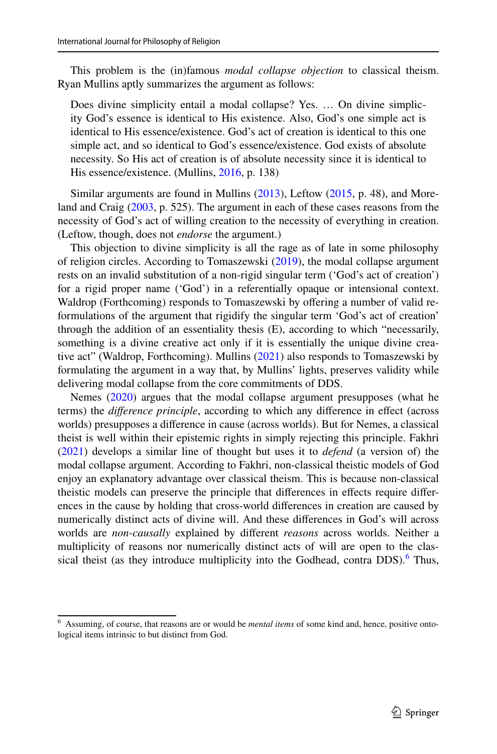This problem is the (in)famous *modal collapse objection* to classical theism. Ryan Mullins aptly summarizes the argument as follows:

> Does divine simplicity entail a modal collapse? Yes. … On divine simplicity God's essence is identical to His existence. Also, God's one simple act is identical to His essence/existence. God's act of creation is identical to this one simple act, and so identical to God's essence/existence. God exists of absolute necessity. So His act of creation is of absolute necessity since it is identical to His essence/existence. (Mullins, 2016, p. 138)

Similar arguments are found in Mullins (2013), Leftow (2015, p. 48), and Moreland and Craig (2003, p. 525). The argument in each of these cases reasons from the necessity of God's act of willing creation to the necessity of everything in creation. (Leftow, though, does not *endorse* the argument.)

This objection to divine simplicity is all the rage as of late in some philosophy of religion circles. According to Tomaszewski (2019), the modal collapse argument rests on an invalid substitution of a non-rigid singular term ('God's act of creation') for a rigid proper name ('God') in a referentially opaque or intensional context. Waldrop (Forthcoming) responds to Tomaszewski by offering a number of valid reformulations of the argument that rigidify the singular term 'God's act of creation' through the addition of an essentiality thesis (E), according to which "necessarily, something is a divine creative act only if it is essentially the unique divine creative act" (Waldrop, Forthcoming). Mullins (2021) also responds to Tomaszewski by formulating the argument in a way that, by Mullins' lights, preserves validity while delivering modal collapse from the core commitments of DDS.

Nemes (2020) argues that the modal collapse argument presupposes (what he terms) the *difference principle*, according to which any difference in effect (across worlds) presupposes a difference in cause (across worlds). But for Nemes, a classical theist is well within their epistemic rights in simply rejecting this principle. Fakhri (2021) develops a similar line of thought but uses it to *defend* (a version of) the modal collapse argument. According to Fakhri, non-classical theistic models of God enjoy an explanatory advantage over classical theism. This is because non-classical theistic models can preserve the principle that differences in effects require differences in the cause by holding that cross-world differences in creation are caused by numerically distinct acts of divine will. And these differences in God's will across worlds are *non-causally* explained by different *reasons* across worlds. Neither a multiplicity of reasons nor numerically distinct acts of will are open to the classical theist (as they introduce multiplicity into the Godhead, contra DDS).[6] Thus,

[6] Assuming, of course, that reasons are or would be *mental items* of some kind and, hence, positive ontological items intrinsic to but distinct from God.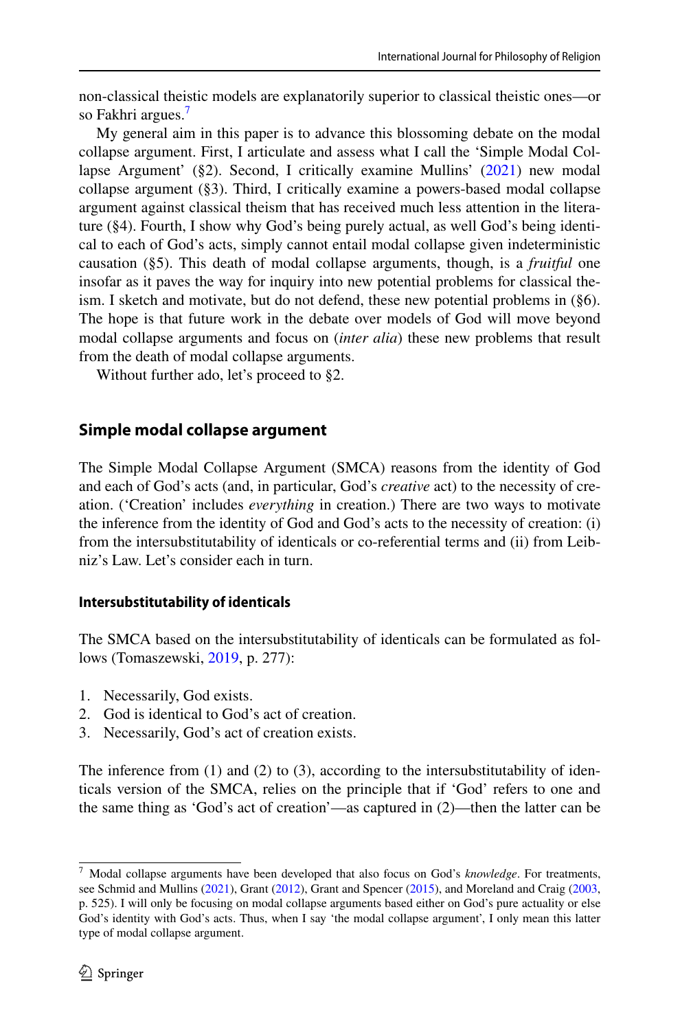non-classical theistic models are explanatorily superior to classical theistic ones—or so Fakhri argues.[7]

My general aim in this paper is to advance this blossoming debate on the modal collapse argument. First, I articulate and assess what I call the 'Simple Modal Collapse Argument' (§2). Second, I critically examine Mullins' (2021) new modal collapse argument (§3). Third, I critically examine a powers-based modal collapse argument against classical theism that has received much less attention in the literature (§4). Fourth, I show why God's being purely actual, as well God's being identical to each of God's acts, simply cannot entail modal collapse given indeterministic causation (§5). This death of modal collapse arguments, though, is a *fruitful* one insofar as it paves the way for inquiry into new potential problems for classical theism. I sketch and motivate, but do not defend, these new potential problems in (§6). The hope is that future work in the debate over models of God will move beyond modal collapse arguments and focus on (*inter alia*) these new problems that result from the death of modal collapse arguments.

Without further ado, let's proceed to §2.

## Simple modal collapse argument

The Simple Modal Collapse Argument (SMCA) reasons from the identity of God and each of God's acts (and, in particular, God's *creative* act) to the necessity of creation. ('Creation' includes *everything* in creation.) There are two ways to motivate the inference from the identity of God and God's acts to the necessity of creation: (i) from the intersubstitutability of identicals or co-referential terms and (ii) from Leibniz's Law. Let's consider each in turn.

### Intersubstitutability of identicals

The SMCA based on the intersubstitutability of identicals can be formulated as follows (Tomaszewski, 2019, p. 277):

1. Necessarily, God exists.
2. God is identical to God's act of creation.
3. Necessarily, God's act of creation exists.

The inference from (1) and (2) to (3), according to the intersubstitutability of identicals version of the SMCA, relies on the principle that if 'God' refers to one and the same thing as 'God's act of creation'—as captured in (2)—then the latter can be

---

[7] Modal collapse arguments have been developed that also focus on God's *knowledge*. For treatments, see Schmid and Mullins (2021), Grant (2012), Grant and Spencer (2015), and Moreland and Craig (2003, p. 525). I will only be focusing on modal collapse arguments based either on God's pure actuality or else God's identity with God's acts. Thus, when I say 'the modal collapse argument', I only mean this latter type of modal collapse argument.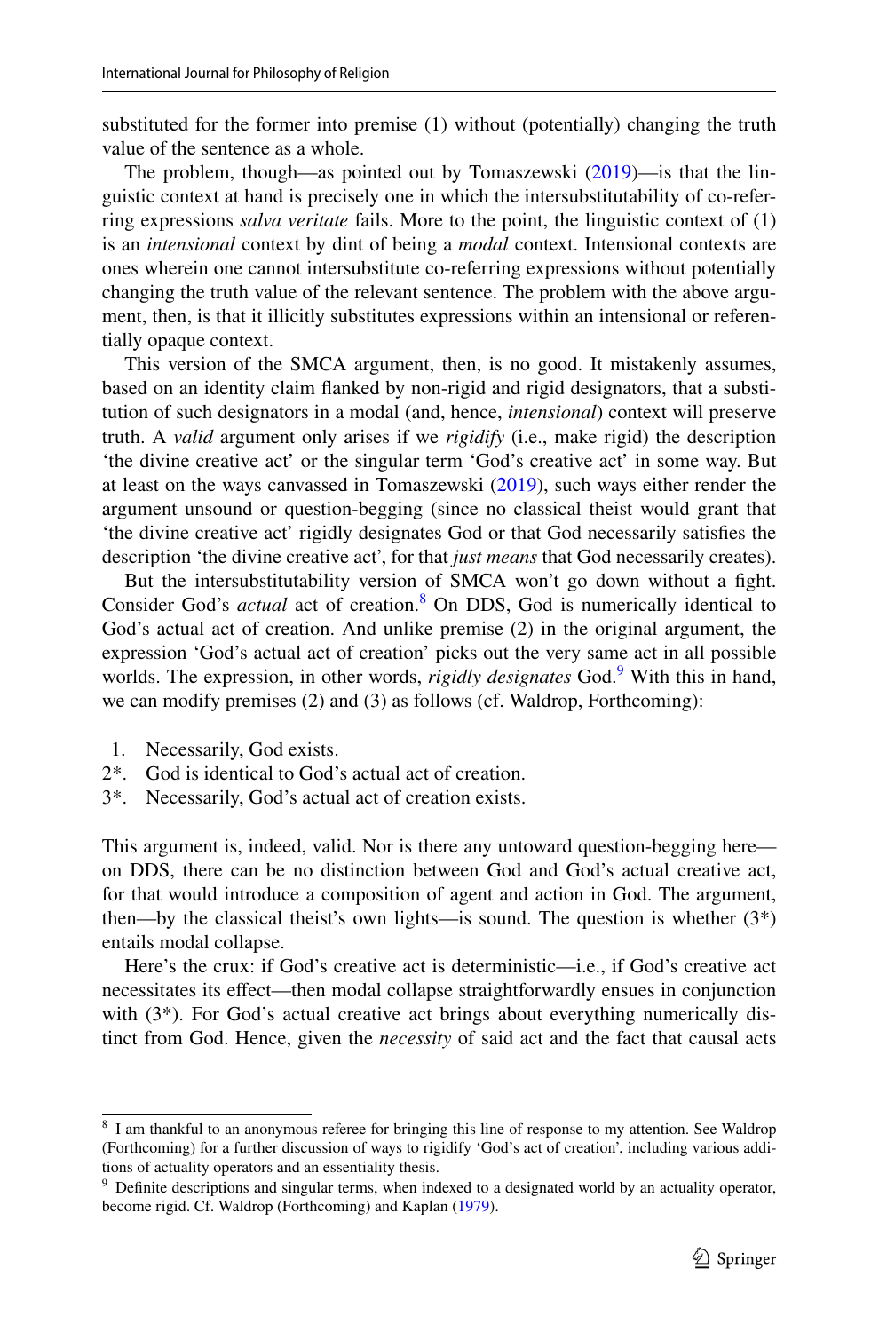substituted for the former into premise (1) without (potentially) changing the truth value of the sentence as a whole.

The problem, though—as pointed out by Tomaszewski (2019)—is that the linguistic context at hand is precisely one in which the intersubstitutability of co-referring expressions *salva veritate* fails. More to the point, the linguistic context of (1) is an *intensional* context by dint of being a *modal* context. Intensional contexts are ones wherein one cannot intersubstitute co-referring expressions without potentially changing the truth value of the relevant sentence. The problem with the above argument, then, is that it illicitly substitutes expressions within an intensional or referentially opaque context.

This version of the SMCA argument, then, is no good. It mistakenly assumes, based on an identity claim flanked by non-rigid and rigid designators, that a substitution of such designators in a modal (and, hence, *intensional*) context will preserve truth. A *valid* argument only arises if we *rigidify* (i.e., make rigid) the description 'the divine creative act' or the singular term 'God's creative act' in some way. But at least on the ways canvassed in Tomaszewski (2019), such ways either render the argument unsound or question-begging (since no classical theist would grant that 'the divine creative act' rigidly designates God or that God necessarily satisfies the description 'the divine creative act', for that *just means* that God necessarily creates).

But the intersubstitutability version of SMCA won't go down without a fight. Consider God's *actual* act of creation.[8] On DDS, God is numerically identical to God's actual act of creation. And unlike premise (2) in the original argument, the expression 'God's actual act of creation' picks out the very same act in all possible worlds. The expression, in other words, *rigidly designates* God.[9] With this in hand, we can modify premises (2) and (3) as follows (cf. Waldrop, Forthcoming):

1. Necessarily, God exists.
2*. God is identical to God's actual act of creation.
3*. Necessarily, God's actual act of creation exists.

This argument is, indeed, valid. Nor is there any untoward question-begging here—on DDS, there can be no distinction between God and God's actual creative act, for that would introduce a composition of agent and action in God. The argument, then—by the classical theist's own lights—is sound. The question is whether (3*) entails modal collapse.

Here's the crux: if God's creative act is deterministic—i.e., if God's creative act necessitates its effect—then modal collapse straightforwardly ensues in conjunction with (3*). For God's actual creative act brings about everything numerically distinct from God. Hence, given the *necessity* of said act and the fact that causal acts

---

[8] I am thankful to an anonymous referee for bringing this line of response to my attention. See Waldrop (Forthcoming) for a further discussion of ways to rigidify 'God's act of creation', including various additions of actuality operators and an essentiality thesis.

[9] Definite descriptions and singular terms, when indexed to a designated world by an actuality operator, become rigid. Cf. Waldrop (Forthcoming) and Kaplan (1979).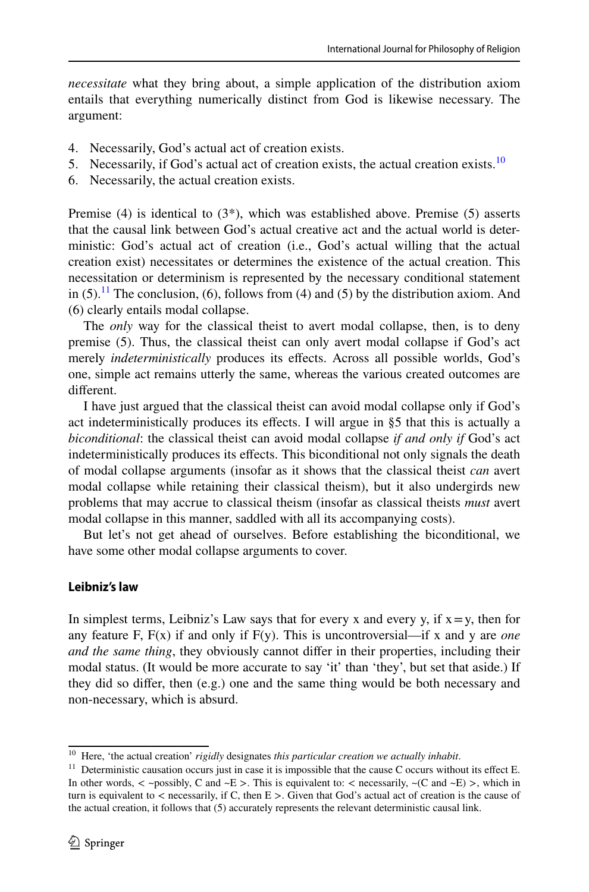*necessitate* what they bring about, a simple application of the distribution axiom entails that everything numerically distinct from God is likewise necessary. The argument:

4. Necessarily, God's actual act of creation exists.
5. Necessarily, if God's actual act of creation exists, the actual creation exists.[10]
6. Necessarily, the actual creation exists.

Premise (4) is identical to (3*), which was established above. Premise (5) asserts that the causal link between God's actual creative act and the actual world is deterministic: God's actual act of creation (i.e., God's actual willing that the actual creation exist) necessitates or determines the existence of the actual creation. This necessitation or determinism is represented by the necessary conditional statement in (5).[11] The conclusion, (6), follows from (4) and (5) by the distribution axiom. And (6) clearly entails modal collapse.

The *only* way for the classical theist to avert modal collapse, then, is to deny premise (5). Thus, the classical theist can only avert modal collapse if God's act merely *indeterministically* produces its effects. Across all possible worlds, God's one, simple act remains utterly the same, whereas the various created outcomes are different.

I have just argued that the classical theist can avoid modal collapse only if God's act indeterministically produces its effects. I will argue in §5 that this is actually a *biconditional*: the classical theist can avoid modal collapse *if and only if* God's act indeterministically produces its effects. This biconditional not only signals the death of modal collapse arguments (insofar as it shows that the classical theist *can* avert modal collapse while retaining their classical theism), but it also undergirds new problems that may accrue to classical theism (insofar as classical theists *must* avert modal collapse in this manner, saddled with all its accompanying costs).

But let's not get ahead of ourselves. Before establishing the biconditional, we have some other modal collapse arguments to cover.

### Leibniz's law

In simplest terms, Leibniz's Law says that for every x and every y, if $x = y$, then for any feature F, F(x) if and only if F(y). This is uncontroversial—if x and y are *one and the same thing*, they obviously cannot differ in their properties, including their modal status. (It would be more accurate to say 'it' than 'they', but set that aside.) If they did so differ, then (e.g.) one and the same thing would be both necessary and non-necessary, which is absurd.

---

[10] Here, 'the actual creation' *rigidly* designates *this particular creation we actually inhabit*.

[11] Deterministic causation occurs just in case it is impossible that the cause C occurs without its effect E. In other words, < ~possibly, C and ~E >. This is equivalent to: < necessarily, ~(C and ~E) >, which in turn is equivalent to < necessarily, if C, then E >. Given that God's actual act of creation is the cause of the actual creation, it follows that (5) accurately represents the relevant deterministic causal link.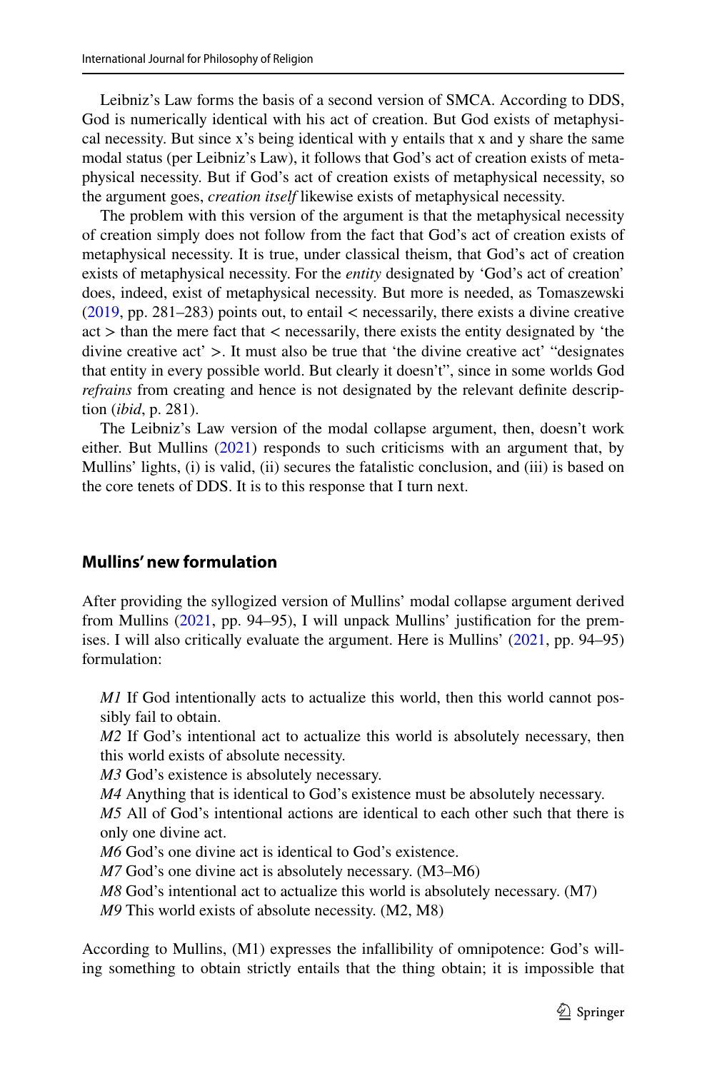Leibniz's Law forms the basis of a second version of SMCA. According to DDS, God is numerically identical with his act of creation. But God exists of metaphysical necessity. But since x's being identical with y entails that x and y share the same modal status (per Leibniz's Law), it follows that God's act of creation exists of metaphysical necessity. But if God's act of creation exists of metaphysical necessity, so the argument goes, *creation itself* likewise exists of metaphysical necessity.

The problem with this version of the argument is that the metaphysical necessity of creation simply does not follow from the fact that God's act of creation exists of metaphysical necessity. It is true, under classical theism, that God's act of creation exists of metaphysical necessity. For the *entity* designated by 'God's act of creation' does, indeed, exist of metaphysical necessity. But more is needed, as Tomaszewski (2019, pp. 281–283) points out, to entail < necessarily, there exists a divine creative act > than the mere fact that < necessarily, there exists the entity designated by 'the divine creative act' >. It must also be true that 'the divine creative act' "designates that entity in every possible world. But clearly it doesn't", since in some worlds God *refrains* from creating and hence is not designated by the relevant definite description (*ibid*, p. 281).

The Leibniz's Law version of the modal collapse argument, then, doesn't work either. But Mullins (2021) responds to such criticisms with an argument that, by Mullins' lights, (i) is valid, (ii) secures the fatalistic conclusion, and (iii) is based on the core tenets of DDS. It is to this response that I turn next.

## Mullins' new formulation

After providing the syllogized version of Mullins' modal collapse argument derived from Mullins (2021, pp. 94–95), I will unpack Mullins' justification for the premises. I will also critically evaluate the argument. Here is Mullins' (2021, pp. 94–95) formulation:

*M1* If God intentionally acts to actualize this world, then this world cannot possibly fail to obtain.
*M2* If God's intentional act to actualize this world is absolutely necessary, then this world exists of absolute necessity.
*M3* God's existence is absolutely necessary.
*M4* Anything that is identical to God's existence must be absolutely necessary.
*M5* All of God's intentional actions are identical to each other such that there is only one divine act.
*M6* God's one divine act is identical to God's existence.
*M7* God's one divine act is absolutely necessary. (M3–M6)
*M8* God's intentional act to actualize this world is absolutely necessary. (M7)
*M9* This world exists of absolute necessity. (M2, M8)

According to Mullins, (M1) expresses the infallibility of omnipotence: God's willing something to obtain strictly entails that the thing obtain; it is impossible that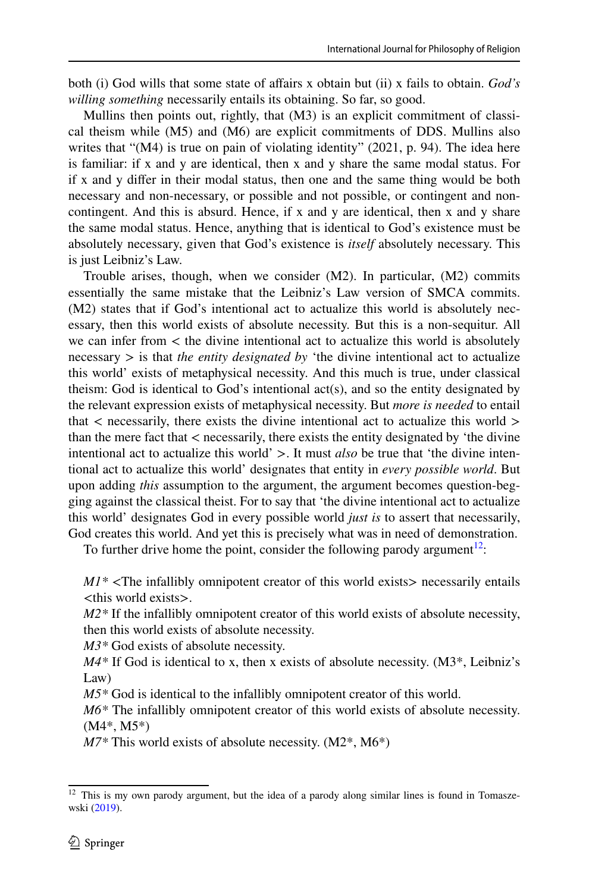both (i) God wills that some state of affairs x obtain but (ii) x fails to obtain. *God's willing something* necessarily entails its obtaining. So far, so good.

Mullins then points out, rightly, that (M3) is an explicit commitment of classical theism while (M5) and (M6) are explicit commitments of DDS. Mullins also writes that "(M4) is true on pain of violating identity" (2021, p. 94). The idea here is familiar: if x and y are identical, then x and y share the same modal status. For if x and y differ in their modal status, then one and the same thing would be both necessary and non-necessary, or possible and not possible, or contingent and non-contingent. And this is absurd. Hence, if x and y are identical, then x and y share the same modal status. Hence, anything that is identical to God's existence must be absolutely necessary, given that God's existence is *itself* absolutely necessary. This is just Leibniz's Law.

Trouble arises, though, when we consider (M2). In particular, (M2) commits essentially the same mistake that the Leibniz's Law version of SMCA commits. (M2) states that if God's intentional act to actualize this world is absolutely necessary, then this world exists of absolute necessity. But this is a non-sequitur. All we can infer from < the divine intentional act to actualize this world is absolutely necessary > is that *the entity designated by* 'the divine intentional act to actualize this world' exists of metaphysical necessity. And this much is true, under classical theism: God is identical to God's intentional act(s), and so the entity designated by the relevant expression exists of metaphysical necessity. But *more is needed* to entail that < necessarily, there exists the divine intentional act to actualize this world > than the mere fact that < necessarily, there exists the entity designated by 'the divine intentional act to actualize this world' >. It must *also* be true that 'the divine intentional act to actualize this world' designates that entity in *every possible world*. But upon adding *this* assumption to the argument, the argument becomes question-begging against the classical theist. For to say that 'the divine intentional act to actualize this world' designates God in every possible world *just is* to assert that necessarily, God creates this world. And yet this is precisely what was in need of demonstration.

To further drive home the point, consider the following parody argument[12]:

*M1** <The infallibly omnipotent creator of this world exists> necessarily entails <this world exists>.
*M2** If the infallibly omnipotent creator of this world exists of absolute necessity, then this world exists of absolute necessity.
*M3** God exists of absolute necessity.
*M4** If God is identical to x, then x exists of absolute necessity. (M3*, Leibniz's Law)
*M5** God is identical to the infallibly omnipotent creator of this world.
*M6** The infallibly omnipotent creator of this world exists of absolute necessity. (M4*, M5*)
*M7** This world exists of absolute necessity. (M2*, M6*)

[12] This is my own parody argument, but the idea of a parody along similar lines is found in Tomaszewski (2019).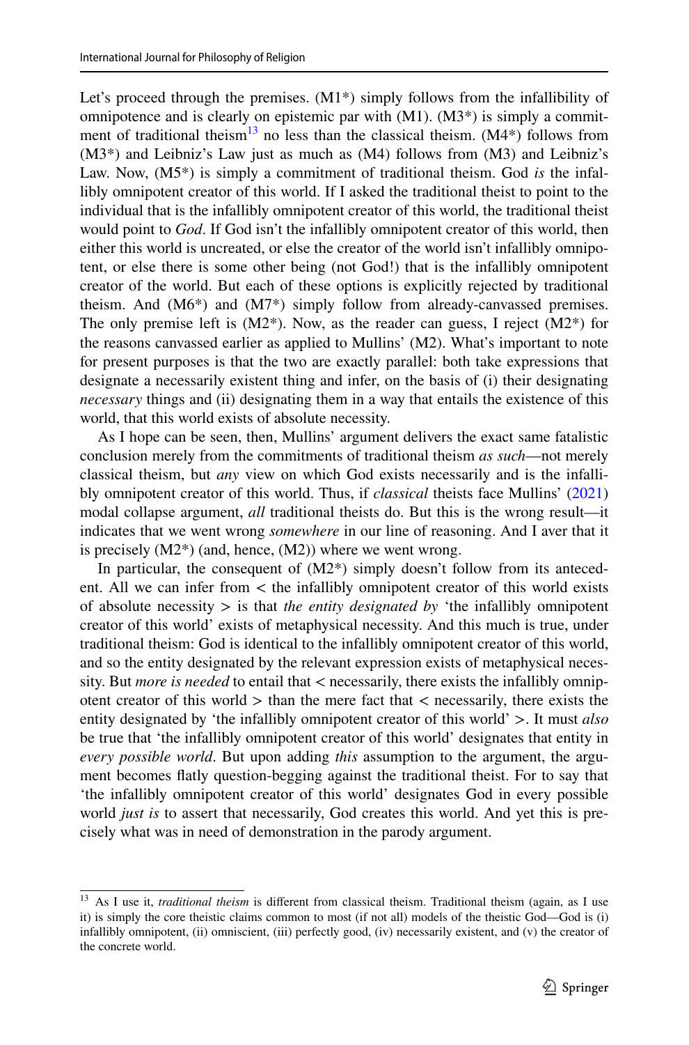Let's proceed through the premises. (M1*) simply follows from the infallibility of omnipotence and is clearly on epistemic par with (M1). (M3*) is simply a commitment of traditional theism[13] no less than the classical theism. (M4*) follows from (M3*) and Leibniz's Law just as much as (M4) follows from (M3) and Leibniz's Law. Now, (M5*) is simply a commitment of traditional theism. God *is* the infallibly omnipotent creator of this world. If I asked the traditional theist to point to the individual that is the infallibly omnipotent creator of this world, the traditional theist would point to *God*. If God isn't the infallibly omnipotent creator of this world, then either this world is uncreated, or else the creator of the world isn't infallibly omnipotent, or else there is some other being (not God!) that is the infallibly omnipotent creator of the world. But each of these options is explicitly rejected by traditional theism. And (M6*) and (M7*) simply follow from already-canvassed premises. The only premise left is (M2*). Now, as the reader can guess, I reject (M2*) for the reasons canvassed earlier as applied to Mullins' (M2). What's important to note for present purposes is that the two are exactly parallel: both take expressions that designate a necessarily existent thing and infer, on the basis of (i) their designating *necessary* things and (ii) designating them in a way that entails the existence of this world, that this world exists of absolute necessity.

As I hope can be seen, then, Mullins' argument delivers the exact same fatalistic conclusion merely from the commitments of traditional theism *as such*—not merely classical theism, but *any* view on which God exists necessarily and is the infallibly omnipotent creator of this world. Thus, if *classical* theists face Mullins' (2021) modal collapse argument, *all* traditional theists do. But this is the wrong result—it indicates that we went wrong *somewhere* in our line of reasoning. And I aver that it is precisely (M2*) (and, hence, (M2)) where we went wrong.

In particular, the consequent of (M2*) simply doesn't follow from its antecedent. All we can infer from < the infallibly omnipotent creator of this world exists of absolute necessity > is that *the entity designated by* 'the infallibly omnipotent creator of this world' exists of metaphysical necessity. And this much is true, under traditional theism: God is identical to the infallibly omnipotent creator of this world, and so the entity designated by the relevant expression exists of metaphysical necessity. But *more is needed* to entail that < necessarily, there exists the infallibly omnipotent creator of this world > than the mere fact that < necessarily, there exists the entity designated by 'the infallibly omnipotent creator of this world' >. It must *also* be true that 'the infallibly omnipotent creator of this world' designates that entity in *every possible world*. But upon adding *this* assumption to the argument, the argument becomes flatly question-begging against the traditional theist. For to say that 'the infallibly omnipotent creator of this world' designates God in every possible world *just is* to assert that necessarily, God creates this world. And yet this is precisely what was in need of demonstration in the parody argument.

[13] As I use it, *traditional theism* is different from classical theism. Traditional theism (again, as I use it) is simply the core theistic claims common to most (if not all) models of the theistic God—God is (i) infallibly omnipotent, (ii) omniscient, (iii) perfectly good, (iv) necessarily existent, and (v) the creator of the concrete world.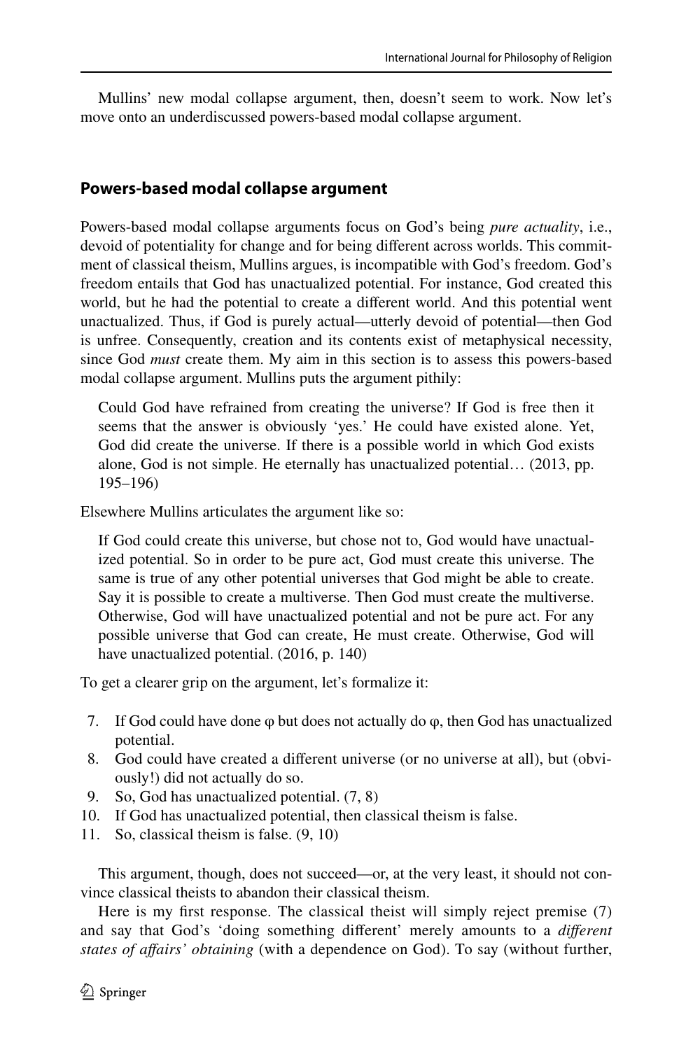Mullins' new modal collapse argument, then, doesn't seem to work. Now let's move onto an underdiscussed powers-based modal collapse argument.

## Powers-based modal collapse argument

Powers-based modal collapse arguments focus on God's being *pure actuality*, i.e., devoid of potentiality for change and for being different across worlds. This commitment of classical theism, Mullins argues, is incompatible with God's freedom. God's freedom entails that God has unactualized potential. For instance, God created this world, but he had the potential to create a different world. And this potential went unactualized. Thus, if God is purely actual—utterly devoid of potential—then God is unfree. Consequently, creation and its contents exist of metaphysical necessity, since God *must* create them. My aim in this section is to assess this powers-based modal collapse argument. Mullins puts the argument pithily:

> Could God have refrained from creating the universe? If God is free then it seems that the answer is obviously 'yes.' He could have existed alone. Yet, God did create the universe. If there is a possible world in which God exists alone, God is not simple. He eternally has unactualized potential… (2013, pp. 195–196)

Elsewhere Mullins articulates the argument like so:

> If God could create this universe, but chose not to, God would have unactualized potential. So in order to be pure act, God must create this universe. The same is true of any other potential universes that God might be able to create. Say it is possible to create a multiverse. Then God must create the multiverse. Otherwise, God will have unactualized potential and not be pure act. For any possible universe that God can create, He must create. Otherwise, God will have unactualized potential. (2016, p. 140)

To get a clearer grip on the argument, let's formalize it:

7. If God could have done φ but does not actually do φ, then God has unactualized potential.
8. God could have created a different universe (or no universe at all), but (obviously!) did not actually do so.
9. So, God has unactualized potential. (7, 8)
10. If God has unactualized potential, then classical theism is false.
11. So, classical theism is false. (9, 10)

This argument, though, does not succeed—or, at the very least, it should not convince classical theists to abandon their classical theism.

Here is my first response. The classical theist will simply reject premise (7) and say that God's 'doing something different' merely amounts to a *different states of affairs' obtaining* (with a dependence on God). To say (without further,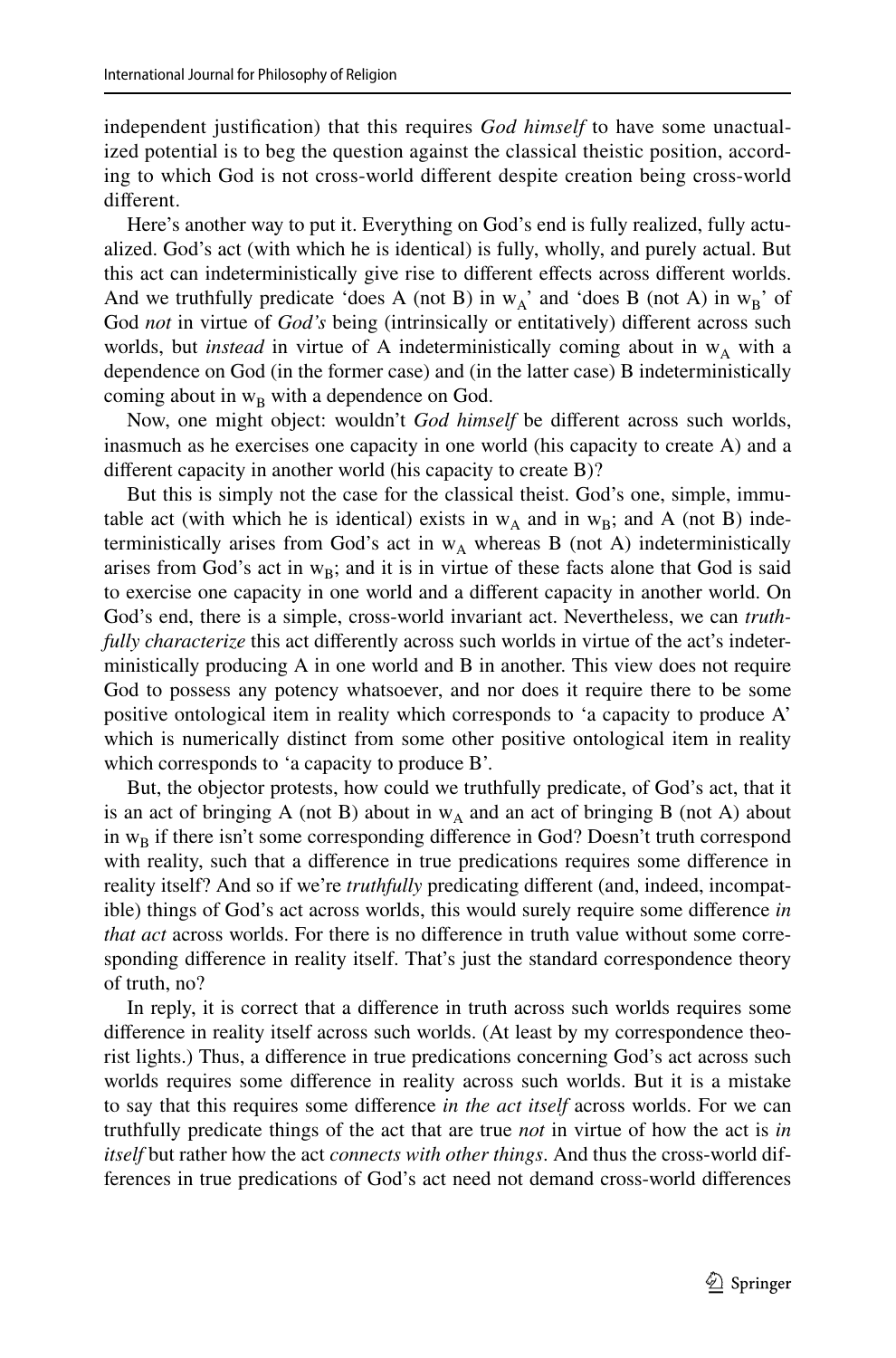independent justification) that this requires *God himself* to have some unactualized potential is to beg the question against the classical theistic position, according to which God is not cross-world different despite creation being cross-world different.

Here's another way to put it. Everything on God's end is fully realized, fully actualized. God's act (with which he is identical) is fully, wholly, and purely actual. But this act can indeterministically give rise to different effects across different worlds. And we truthfully predicate 'does A (not B) in $w_A$' and 'does B (not A) in $w_B$' of God *not* in virtue of *God's* being (intrinsically or entitatively) different across such worlds, but *instead* in virtue of A indeterministically coming about in $w_A$ with a dependence on God (in the former case) and (in the latter case) B indeterministically coming about in $w_B$ with a dependence on God.

Now, one might object: wouldn't *God himself* be different across such worlds, inasmuch as he exercises one capacity in one world (his capacity to create A) and a different capacity in another world (his capacity to create B)?

But this is simply not the case for the classical theist. God's one, simple, immutable act (with which he is identical) exists in $w_A$ and in $w_B$; and A (not B) indeterministically arises from God's act in $w_A$ whereas B (not A) indeterministically arises from God's act in $w_B$; and it is in virtue of these facts alone that God is said to exercise one capacity in one world and a different capacity in another world. On God's end, there is a simple, cross-world invariant act. Nevertheless, we can *truthfully characterize* this act differently across such worlds in virtue of the act's indeterministically producing A in one world and B in another. This view does not require God to possess any potency whatsoever, and nor does it require there to be some positive ontological item in reality which corresponds to 'a capacity to produce A' which is numerically distinct from some other positive ontological item in reality which corresponds to 'a capacity to produce B'.

But, the objector protests, how could we truthfully predicate, of God's act, that it is an act of bringing A (not B) about in $w_A$ and an act of bringing B (not A) about in $w_B$ if there isn't some corresponding difference in God? Doesn't truth correspond with reality, such that a difference in true predications requires some difference in reality itself? And so if we're *truthfully* predicating different (and, indeed, incompatible) things of God's act across worlds, this would surely require some difference *in that act* across worlds. For there is no difference in truth value without some corresponding difference in reality itself. That's just the standard correspondence theory of truth, no?

In reply, it is correct that a difference in truth across such worlds requires some difference in reality itself across such worlds. (At least by my correspondence theorist lights.) Thus, a difference in true predications concerning God's act across such worlds requires some difference in reality across such worlds. But it is a mistake to say that this requires some difference *in the act itself* across worlds. For we can truthfully predicate things of the act that are true *not* in virtue of how the act is *in itself* but rather how the act *connects with other things*. And thus the cross-world differences in true predications of God's act need not demand cross-world differences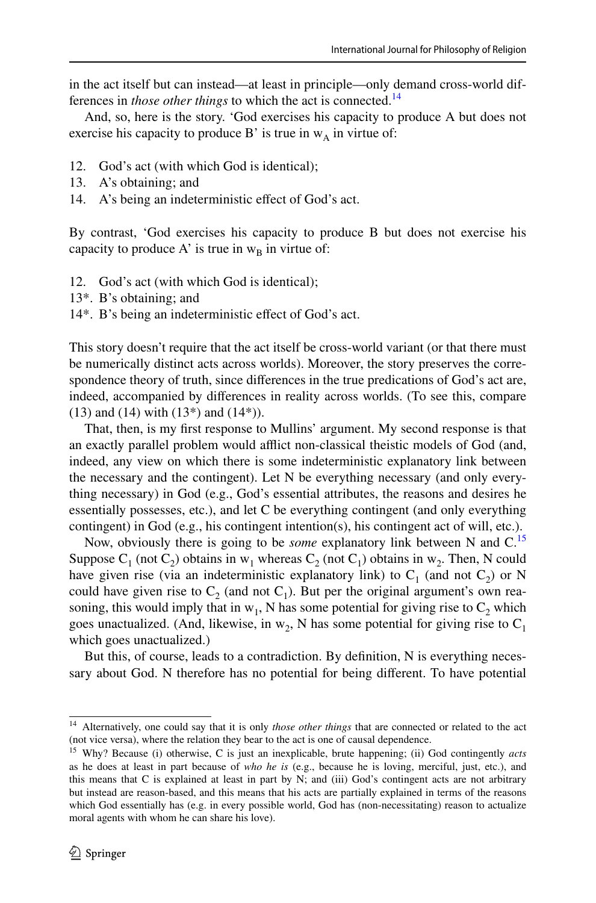in the act itself but can instead—at least in principle—only demand cross-world differences in *those other things* to which the act is connected.[14]

And, so, here is the story. 'God exercises his capacity to produce A but does not exercise his capacity to produce B' is true in $w_A$ in virtue of:

12. God's act (with which God is identical);
13. A's obtaining; and
14. A's being an indeterministic effect of God's act.

By contrast, 'God exercises his capacity to produce B but does not exercise his capacity to produce A' is true in $w_B$ in virtue of:

12. God's act (with which God is identical);

13*. B's obtaining; and

14*. B's being an indeterministic effect of God's act.

This story doesn't require that the act itself be cross-world variant (or that there must be numerically distinct acts across worlds). Moreover, the story preserves the correspondence theory of truth, since differences in the true predications of God's act are, indeed, accompanied by differences in reality across worlds. (To see this, compare (13) and (14) with (13*) and (14*)).

That, then, is my first response to Mullins' argument. My second response is that an exactly parallel problem would afflict non-classical theistic models of God (and, indeed, any view on which there is some indeterministic explanatory link between the necessary and the contingent). Let N be everything necessary (and only everything necessary) in God (e.g., God's essential attributes, the reasons and desires he essentially possesses, etc.), and let C be everything contingent (and only everything contingent) in God (e.g., his contingent intention(s), his contingent act of will, etc.).

Now, obviously there is going to be *some* explanatory link between N and C.[15] Suppose $C_1$ (not $C_2$) obtains in $w_1$ whereas $C_2$ (not $C_1$) obtains in $w_2$. Then, N could have given rise (via an indeterministic explanatory link) to $C_1$ (and not $C_2$) or N could have given rise to $C_2$ (and not $C_1$). But per the original argument's own reasoning, this would imply that in $w_1$, N has some potential for giving rise to $C_2$ which goes unactualized. (And, likewise, in $w_2$, N has some potential for giving rise to $C_1$ which goes unactualized.)

But this, of course, leads to a contradiction. By definition, N is everything necessary about God. N therefore has no potential for being different. To have potential

---

[14] Alternatively, one could say that it is only *those other things* that are connected or related to the act (not vice versa), where the relation they bear to the act is one of causal dependence.

[15] Why? Because (i) otherwise, C is just an inexplicable, brute happening; (ii) God contingently *acts* as he does at least in part because of *who he is* (e.g., because he is loving, merciful, just, etc.), and this means that C is explained at least in part by N; and (iii) God's contingent acts are not arbitrary but instead are reason-based, and this means that his acts are partially explained in terms of the reasons which God essentially has (e.g. in every possible world, God has (non-necessitating) reason to actualize moral agents with whom he can share his love).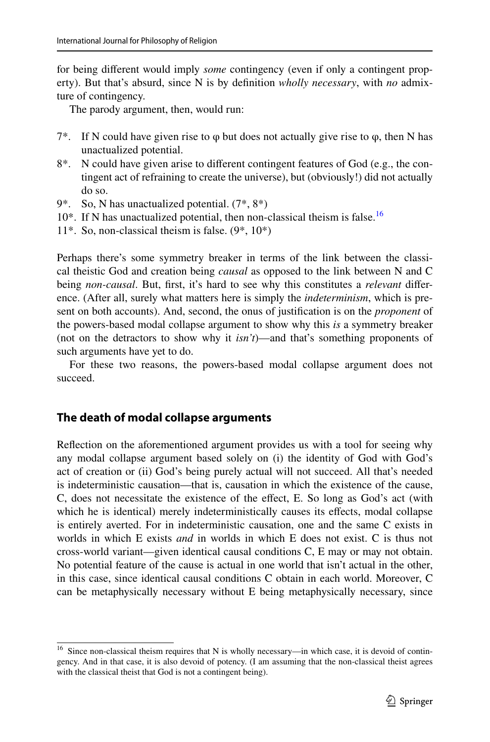for being different would imply *some* contingency (even if only a contingent property). But that's absurd, since N is by definition *wholly necessary*, with *no* admixture of contingency.

The parody argument, then, would run:

7*. If N could have given rise to φ but does not actually give rise to φ, then N has unactualized potential.

8*. N could have given arise to different contingent features of God (e.g., the contingent act of refraining to create the universe), but (obviously!) did not actually do so.

9*. So, N has unactualized potential. (7*, 8*)

10*. If N has unactualized potential, then non-classical theism is false.[16]

11*. So, non-classical theism is false. (9*, 10*)

Perhaps there's some symmetry breaker in terms of the link between the classical theistic God and creation being *causal* as opposed to the link between N and C being *non-causal*. But, first, it's hard to see why this constitutes a *relevant* difference. (After all, surely what matters here is simply the *indeterminism*, which is present on both accounts). And, second, the onus of justification is on the *proponent* of the powers-based modal collapse argument to show why this *is* a symmetry breaker (not on the detractors to show why it *isn't*)—and that's something proponents of such arguments have yet to do.

For these two reasons, the powers-based modal collapse argument does not succeed.

## The death of modal collapse arguments

Reflection on the aforementioned argument provides us with a tool for seeing why any modal collapse argument based solely on (i) the identity of God with God's act of creation or (ii) God's being purely actual will not succeed. All that's needed is indeterministic causation—that is, causation in which the existence of the cause, C, does not necessitate the existence of the effect, E. So long as God's act (with which he is identical) merely indeterministically causes its effects, modal collapse is entirely averted. For in indeterministic causation, one and the same C exists in worlds in which E exists *and* in worlds in which E does not exist. C is thus not cross-world variant—given identical causal conditions C, E may or may not obtain. No potential feature of the cause is actual in one world that isn't actual in the other, in this case, since identical causal conditions C obtain in each world. Moreover, C can be metaphysically necessary without E being metaphysically necessary, since

[16] Since non-classical theism requires that N is wholly necessary—in which case, it is devoid of contingency. And in that case, it is also devoid of potency. (I am assuming that the non-classical theist agrees with the classical theist that God is not a contingent being).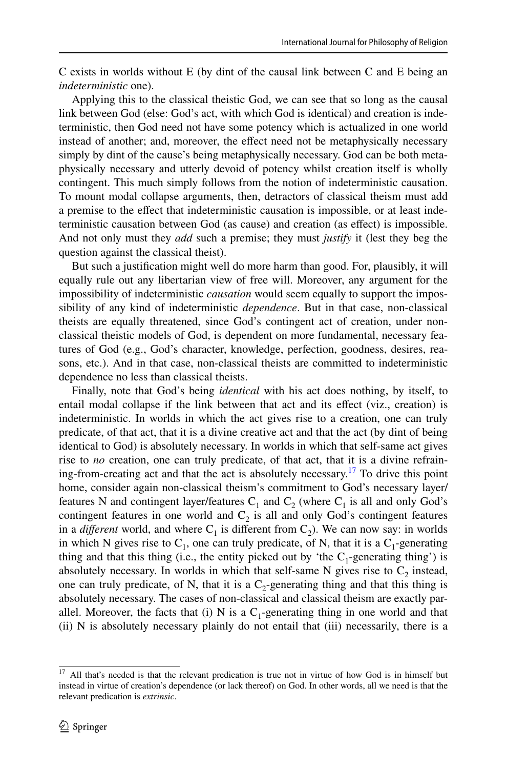C exists in worlds without E (by dint of the causal link between C and E being an *indeterministic* one).

Applying this to the classical theistic God, we can see that so long as the causal link between God (else: God's act, with which God is identical) and creation is indeterministic, then God need not have some potency which is actualized in one world instead of another; and, moreover, the effect need not be metaphysically necessary simply by dint of the cause's being metaphysically necessary. God can be both metaphysically necessary and utterly devoid of potency whilst creation itself is wholly contingent. This much simply follows from the notion of indeterministic causation. To mount modal collapse arguments, then, detractors of classical theism must add a premise to the effect that indeterministic causation is impossible, or at least indeterministic causation between God (as cause) and creation (as effect) is impossible. And not only must they *add* such a premise; they must *justify* it (lest they beg the question against the classical theist).

But such a justification might well do more harm than good. For, plausibly, it will equally rule out any libertarian view of free will. Moreover, any argument for the impossibility of indeterministic *causation* would seem equally to support the impossibility of any kind of indeterministic *dependence*. But in that case, non-classical theists are equally threatened, since God's contingent act of creation, under non-classical theistic models of God, is dependent on more fundamental, necessary features of God (e.g., God's character, knowledge, perfection, goodness, desires, reasons, etc.). And in that case, non-classical theists are committed to indeterministic dependence no less than classical theists.

Finally, note that God's being *identical* with his act does nothing, by itself, to entail modal collapse if the link between that act and its effect (viz., creation) is indeterministic. In worlds in which the act gives rise to a creation, one can truly predicate, of that act, that it is a divine creative act and that the act (by dint of being identical to God) is absolutely necessary. In worlds in which that self-same act gives rise to *no* creation, one can truly predicate, of that act, that it is a divine refraining-from-creating act and that the act is absolutely necessary.[17] To drive this point home, consider again non-classical theism's commitment to God's necessary layer/features N and contingent layer/features $C_1$ and $C_2$ (where $C_1$ is all and only God's contingent features in one world and $C_2$ is all and only God's contingent features in a *different* world, and where $C_1$ is different from $C_2$). We can now say: in worlds in which N gives rise to $C_1$, one can truly predicate, of N, that it is a $C_1$-generating thing and that this thing (i.e., the entity picked out by 'the $C_1$-generating thing') is absolutely necessary. In worlds in which that self-same N gives rise to $C_2$ instead, one can truly predicate, of N, that it is a $C_2$-generating thing and that this thing is absolutely necessary. The cases of non-classical and classical theism are exactly parallel. Moreover, the facts that (i) N is a $C_1$-generating thing in one world and that (ii) N is absolutely necessary plainly do not entail that (iii) necessarily, there is a

---

[17] All that's needed is that the relevant predication is true not in virtue of how God is in himself but instead in virtue of creation's dependence (or lack thereof) on God. In other words, all we need is that the relevant predication is *extrinsic*.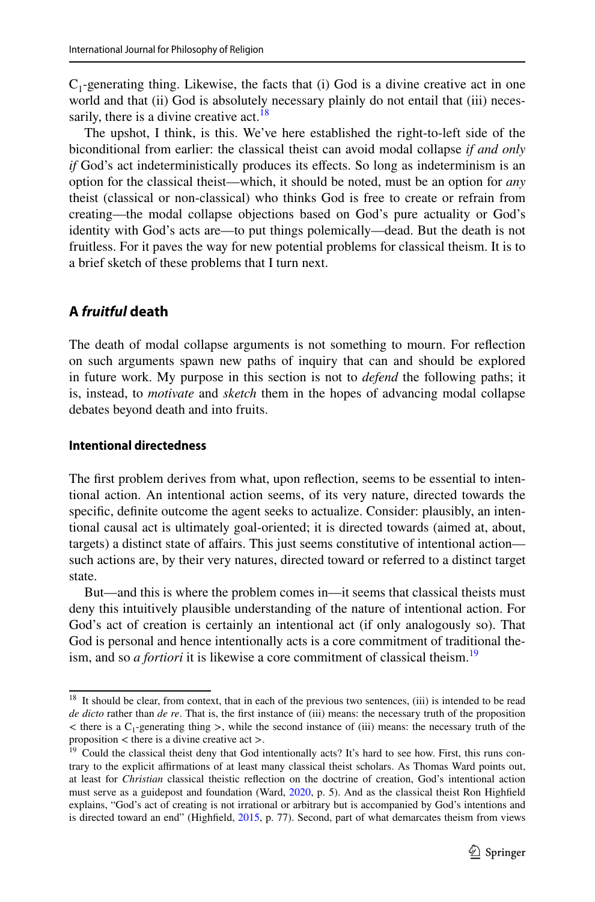$C_1$-generating thing. Likewise, the facts that (i) God is a divine creative act in one world and that (ii) God is absolutely necessary plainly do not entail that (iii) necessarily, there is a divine creative act.[18]

The upshot, I think, is this. We've here established the right-to-left side of the biconditional from earlier: the classical theist can avoid modal collapse *if and only if* God's act indeterministically produces its effects. So long as indeterminism is an option for the classical theist—which, it should be noted, must be an option for *any* theist (classical or non-classical) who thinks God is free to create or refrain from creating—the modal collapse objections based on God's pure actuality or God's identity with God's acts are—to put things polemically—dead. But the death is not fruitless. For it paves the way for new potential problems for classical theism. It is to a brief sketch of these problems that I turn next.

## A *fruitful* death

The death of modal collapse arguments is not something to mourn. For reflection on such arguments spawn new paths of inquiry that can and should be explored in future work. My purpose in this section is not to *defend* the following paths; it is, instead, to *motivate* and *sketch* them in the hopes of advancing modal collapse debates beyond death and into fruits.

### Intentional directedness

The first problem derives from what, upon reflection, seems to be essential to intentional action. An intentional action seems, of its very nature, directed towards the specific, definite outcome the agent seeks to actualize. Consider: plausibly, an intentional causal act is ultimately goal-oriented; it is directed towards (aimed at, about, targets) a distinct state of affairs. This just seems constitutive of intentional action—such actions are, by their very natures, directed toward or referred to a distinct target state.

But—and this is where the problem comes in—it seems that classical theists must deny this intuitively plausible understanding of the nature of intentional action. For God's act of creation is certainly an intentional act (if only analogously so). That God is personal and hence intentionally acts is a core commitment of traditional theism, and so *a fortiori* it is likewise a core commitment of classical theism.[19]

---

[18] It should be clear, from context, that in each of the previous two sentences, (iii) is intended to be read *de dicto* rather than *de re*. That is, the first instance of (iii) means: the necessary truth of the proposition < there is a $C_1$-generating thing >, while the second instance of (iii) means: the necessary truth of the proposition < there is a divine creative act >.

[19] Could the classical theist deny that God intentionally acts? It's hard to see how. First, this runs contrary to the explicit affirmations of at least many classical theist scholars. As Thomas Ward points out, at least for *Christian* classical theistic reflection on the doctrine of creation, God's intentional action must serve as a guidepost and foundation (Ward, 2020, p. 5). And as the classical theist Ron Highfield explains, "God's act of creating is not irrational or arbitrary but is accompanied by God's intentions and is directed toward an end" (Highfield, 2015, p. 77). Second, part of what demarcates theism from views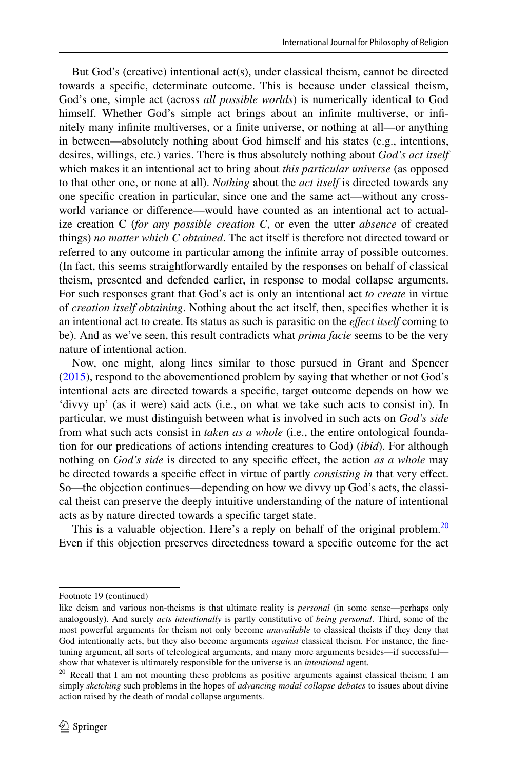But God's (creative) intentional act(s), under classical theism, cannot be directed towards a specific, determinate outcome. This is because under classical theism, God's one, simple act (across *all possible worlds*) is numerically identical to God himself. Whether God's simple act brings about an infinite multiverse, or infinitely many infinite multiverses, or a finite universe, or nothing at all—or anything in between—absolutely nothing about God himself and his states (e.g., intentions, desires, willings, etc.) varies. There is thus absolutely nothing about *God's act itself* which makes it an intentional act to bring about *this particular universe* (as opposed to that other one, or none at all). *Nothing* about the *act itself* is directed towards any one specific creation in particular, since one and the same act—without any cross-world variance or difference—would have counted as an intentional act to actualize creation C (*for any possible creation C*, or even the utter *absence* of created things) *no matter which C obtained*. The act itself is therefore not directed toward or referred to any outcome in particular among the infinite array of possible outcomes. (In fact, this seems straightforwardly entailed by the responses on behalf of classical theism, presented and defended earlier, in response to modal collapse arguments. For such responses grant that God's act is only an intentional act *to create* in virtue of *creation itself obtaining*. Nothing about the act itself, then, specifies whether it is an intentional act to create. Its status as such is parasitic on the *effect itself* coming to be). And as we've seen, this result contradicts what *prima facie* seems to be the very nature of intentional action.

Now, one might, along lines similar to those pursued in Grant and Spencer (2015), respond to the abovementioned problem by saying that whether or not God's intentional acts are directed towards a specific, target outcome depends on how we 'divvy up' (as it were) said acts (i.e., on what we take such acts to consist in). In particular, we must distinguish between what is involved in such acts on *God's side* from what such acts consist in *taken as a whole* (i.e., the entire ontological foundation for our predications of actions intending creatures to God) (*ibid*). For although nothing on *God's side* is directed to any specific effect, the action *as a whole* may be directed towards a specific effect in virtue of partly *consisting in* that very effect. So—the objection continues—depending on how we divvy up God's acts, the classical theist can preserve the deeply intuitive understanding of the nature of intentional acts as by nature directed towards a specific target state.

This is a valuable objection. Here's a reply on behalf of the original problem.[20] Even if this objection preserves directedness toward a specific outcome for the act

---

Footnote 19 (continued)

like deism and various non-theisms is that ultimate reality is *personal* (in some sense—perhaps only analogously). And surely *acts intentionally* is partly constitutive of *being personal*. Third, some of the most powerful arguments for theism not only become *unavailable* to classical theists if they deny that God intentionally acts, but they also become arguments *against* classical theism. For instance, the fine-tuning argument, all sorts of teleological arguments, and many more arguments besides—if successful—show that whatever is ultimately responsible for the universe is an *intentional* agent.

[20] Recall that I am not mounting these problems as positive arguments against classical theism; I am simply *sketching* such problems in the hopes of *advancing modal collapse debates* to issues about divine action raised by the death of modal collapse arguments.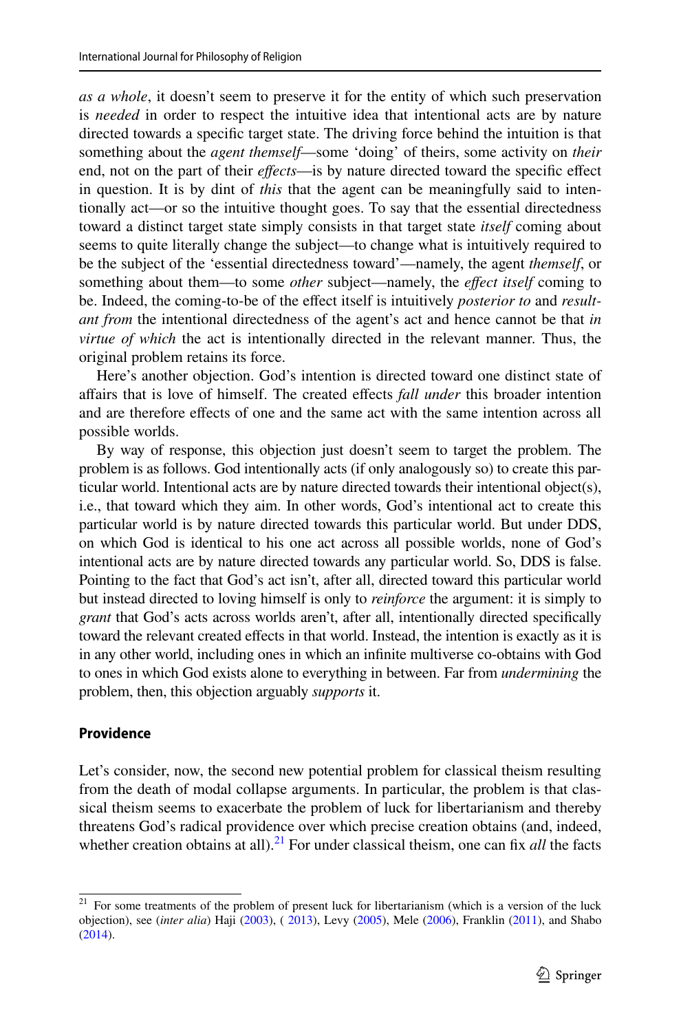*as a whole*, it doesn't seem to preserve it for the entity of which such preservation is *needed* in order to respect the intuitive idea that intentional acts are by nature directed towards a specific target state. The driving force behind the intuition is that something about the *agent themself*—some 'doing' of theirs, some activity on *their* end, not on the part of their *effects*—is by nature directed toward the specific effect in question. It is by dint of *this* that the agent can be meaningfully said to intentionally act—or so the intuitive thought goes. To say that the essential directedness toward a distinct target state simply consists in that target state *itself* coming about seems to quite literally change the subject—to change what is intuitively required to be the subject of the 'essential directedness toward'—namely, the agent *themself*, or something about them—to some *other* subject—namely, the *effect itself* coming to be. Indeed, the coming-to-be of the effect itself is intuitively *posterior to* and *resultant from* the intentional directedness of the agent's act and hence cannot be that *in virtue of which* the act is intentionally directed in the relevant manner. Thus, the original problem retains its force.

Here's another objection. God's intention is directed toward one distinct state of affairs that is love of himself. The created effects *fall under* this broader intention and are therefore effects of one and the same act with the same intention across all possible worlds.

By way of response, this objection just doesn't seem to target the problem. The problem is as follows. God intentionally acts (if only analogously so) to create this particular world. Intentional acts are by nature directed towards their intentional object(s), i.e., that toward which they aim. In other words, God's intentional act to create this particular world is by nature directed towards this particular world. But under DDS, on which God is identical to his one act across all possible worlds, none of God's intentional acts are by nature directed towards any particular world. So, DDS is false. Pointing to the fact that God's act isn't, after all, directed toward this particular world but instead directed to loving himself is only to *reinforce* the argument: it is simply to *grant* that God's acts across worlds aren't, after all, intentionally directed specifically toward the relevant created effects in that world. Instead, the intention is exactly as it is in any other world, including ones in which an infinite multiverse co-obtains with God to ones in which God exists alone to everything in between. Far from *undermining* the problem, then, this objection arguably *supports* it.

## Providence

Let's consider, now, the second new potential problem for classical theism resulting from the death of modal collapse arguments. In particular, the problem is that classical theism seems to exacerbate the problem of luck for libertarianism and thereby threatens God's radical providence over which precise creation obtains (and, indeed, whether creation obtains at all).[21] For under classical theism, one can fix *all* the facts

---

[21] For some treatments of the problem of present luck for libertarianism (which is a version of the luck objection), see (*inter alia*) Haji (2003), ( 2013), Levy (2005), Mele (2006), Franklin (2011), and Shabo (2014).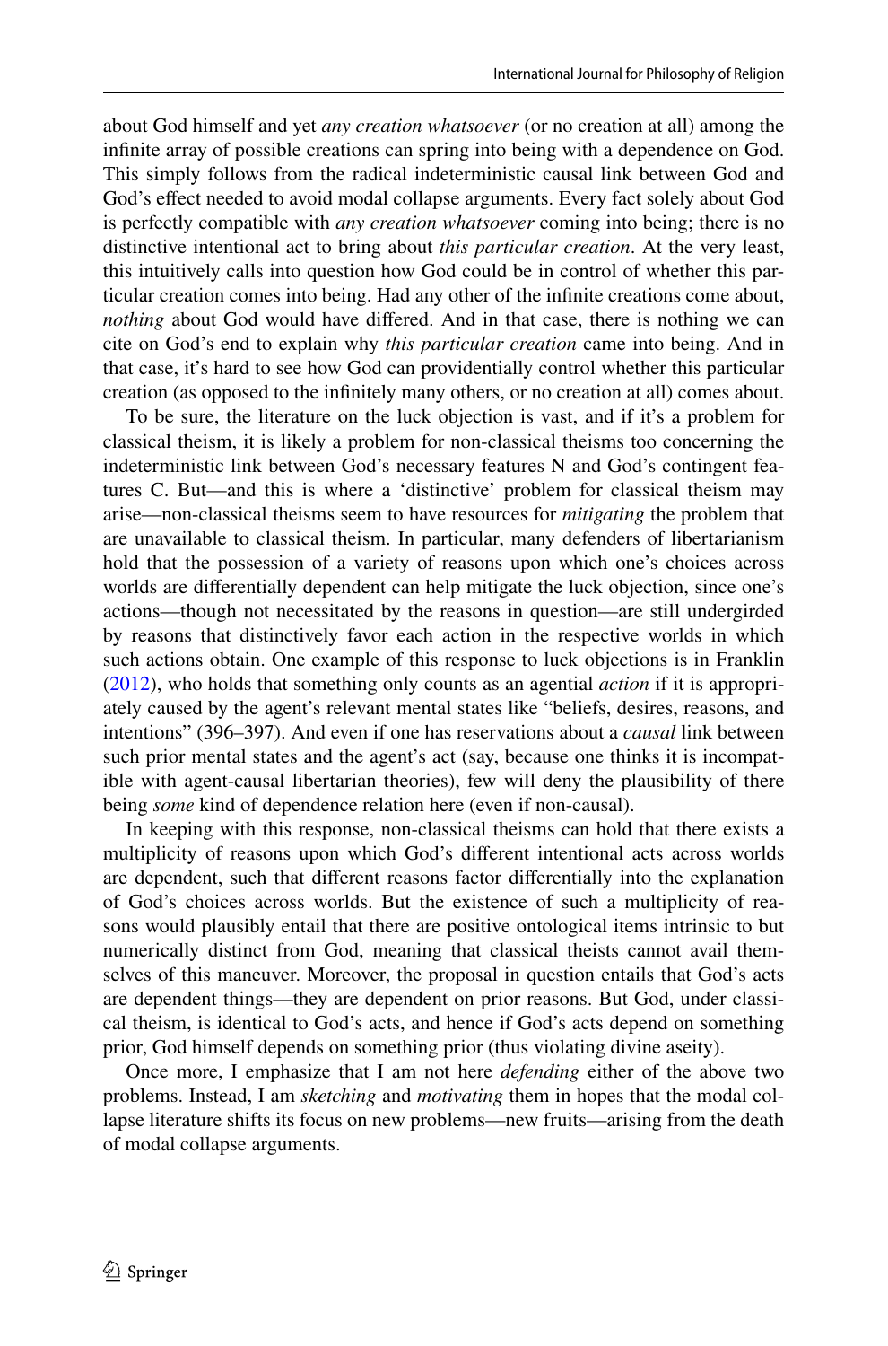about God himself and yet *any creation whatsoever* (or no creation at all) among the infinite array of possible creations can spring into being with a dependence on God. This simply follows from the radical indeterministic causal link between God and God's effect needed to avoid modal collapse arguments. Every fact solely about God is perfectly compatible with *any creation whatsoever* coming into being; there is no distinctive intentional act to bring about *this particular creation*. At the very least, this intuitively calls into question how God could be in control of whether this particular creation comes into being. Had any other of the infinite creations come about, *nothing* about God would have differed. And in that case, there is nothing we can cite on God's end to explain why *this particular creation* came into being. And in that case, it's hard to see how God can providentially control whether this particular creation (as opposed to the infinitely many others, or no creation at all) comes about.

To be sure, the literature on the luck objection is vast, and if it's a problem for classical theism, it is likely a problem for non-classical theisms too concerning the indeterministic link between God's necessary features N and God's contingent features C. But—and this is where a 'distinctive' problem for classical theism may arise—non-classical theisms seem to have resources for *mitigating* the problem that are unavailable to classical theism. In particular, many defenders of libertarianism hold that the possession of a variety of reasons upon which one's choices across worlds are differentially dependent can help mitigate the luck objection, since one's actions—though not necessitated by the reasons in question—are still undergirded by reasons that distinctively favor each action in the respective worlds in which such actions obtain. One example of this response to luck objections is in Franklin (2012), who holds that something only counts as an agential *action* if it is appropriately caused by the agent's relevant mental states like "beliefs, desires, reasons, and intentions" (396–397). And even if one has reservations about a *causal* link between such prior mental states and the agent's act (say, because one thinks it is incompatible with agent-causal libertarian theories), few will deny the plausibility of there being *some* kind of dependence relation here (even if non-causal).

In keeping with this response, non-classical theisms can hold that there exists a multiplicity of reasons upon which God's different intentional acts across worlds are dependent, such that different reasons factor differentially into the explanation of God's choices across worlds. But the existence of such a multiplicity of reasons would plausibly entail that there are positive ontological items intrinsic to but numerically distinct from God, meaning that classical theists cannot avail themselves of this maneuver. Moreover, the proposal in question entails that God's acts are dependent things—they are dependent on prior reasons. But God, under classical theism, is identical to God's acts, and hence if God's acts depend on something prior, God himself depends on something prior (thus violating divine aseity).

Once more, I emphasize that I am not here *defending* either of the above two problems. Instead, I am *sketching* and *motivating* them in hopes that the modal collapse literature shifts its focus on new problems—new fruits—arising from the death of modal collapse arguments.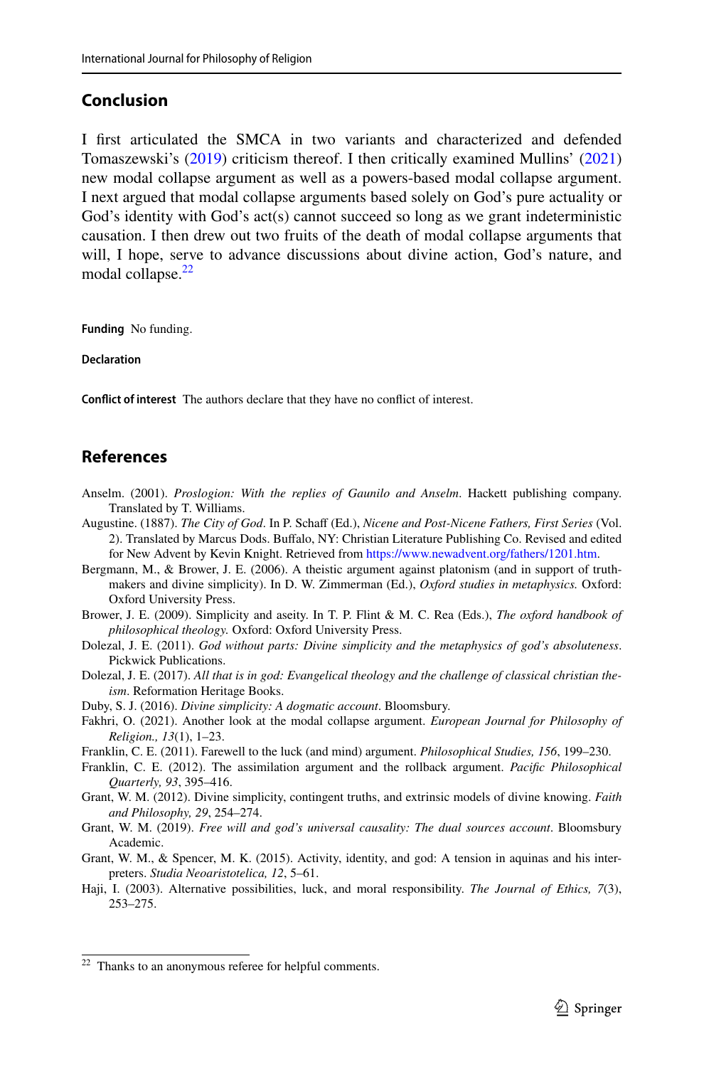## Conclusion

I first articulated the SMCA in two variants and characterized and defended Tomaszewski's (2019) criticism thereof. I then critically examined Mullins' (2021) new modal collapse argument as well as a powers-based modal collapse argument. I next argued that modal collapse arguments based solely on God's pure actuality or God's identity with God's act(s) cannot succeed so long as we grant indeterministic causation. I then drew out two fruits of the death of modal collapse arguments that will, I hope, serve to advance discussions about divine action, God's nature, and modal collapse.[22]

**Funding** No funding.

**Declaration**

**Conflict of interest** The authors declare that they have no conflict of interest.

## References

Anselm. (2001). *Proslogion: With the replies of Gaunilo and Anselm*. Hackett publishing company. Translated by T. Williams.

Augustine. (1887). *The City of God*. In P. Schaff (Ed.), *Nicene and Post-Nicene Fathers, First Series* (Vol. 2). Translated by Marcus Dods. Buffalo, NY: Christian Literature Publishing Co. Revised and edited for New Advent by Kevin Knight. Retrieved from https://www.newadvent.org/fathers/1201.htm.

Bergmann, M., & Brower, J. E. (2006). A theistic argument against platonism (and in support of truthmakers and divine simplicity). In D. W. Zimmerman (Ed.), *Oxford studies in metaphysics.* Oxford: Oxford University Press.

Brower, J. E. (2009). Simplicity and aseity. In T. P. Flint & M. C. Rea (Eds.), *The oxford handbook of philosophical theology.* Oxford: Oxford University Press.

Dolezal, J. E. (2011). *God without parts: Divine simplicity and the metaphysics of god's absoluteness*. Pickwick Publications.

Dolezal, J. E. (2017). *All that is in god: Evangelical theology and the challenge of classical christian theism*. Reformation Heritage Books.

Duby, S. J. (2016). *Divine simplicity: A dogmatic account*. Bloomsbury.

Fakhri, O. (2021). Another look at the modal collapse argument. *European Journal for Philosophy of Religion., 13*(1), 1–23.

Franklin, C. E. (2011). Farewell to the luck (and mind) argument. *Philosophical Studies, 156*, 199–230.

Franklin, C. E. (2012). The assimilation argument and the rollback argument. *Pacific Philosophical Quarterly, 93*, 395–416.

Grant, W. M. (2012). Divine simplicity, contingent truths, and extrinsic models of divine knowing. *Faith and Philosophy, 29*, 254–274.

Grant, W. M. (2019). *Free will and god's universal causality: The dual sources account*. Bloomsbury Academic.

Grant, W. M., & Spencer, M. K. (2015). Activity, identity, and god: A tension in aquinas and his interpreters. *Studia Neoaristotelica, 12*, 5–61.

Haji, I. (2003). Alternative possibilities, luck, and moral responsibility. *The Journal of Ethics, 7*(3), 253–275.

[22] Thanks to an anonymous referee for helpful comments.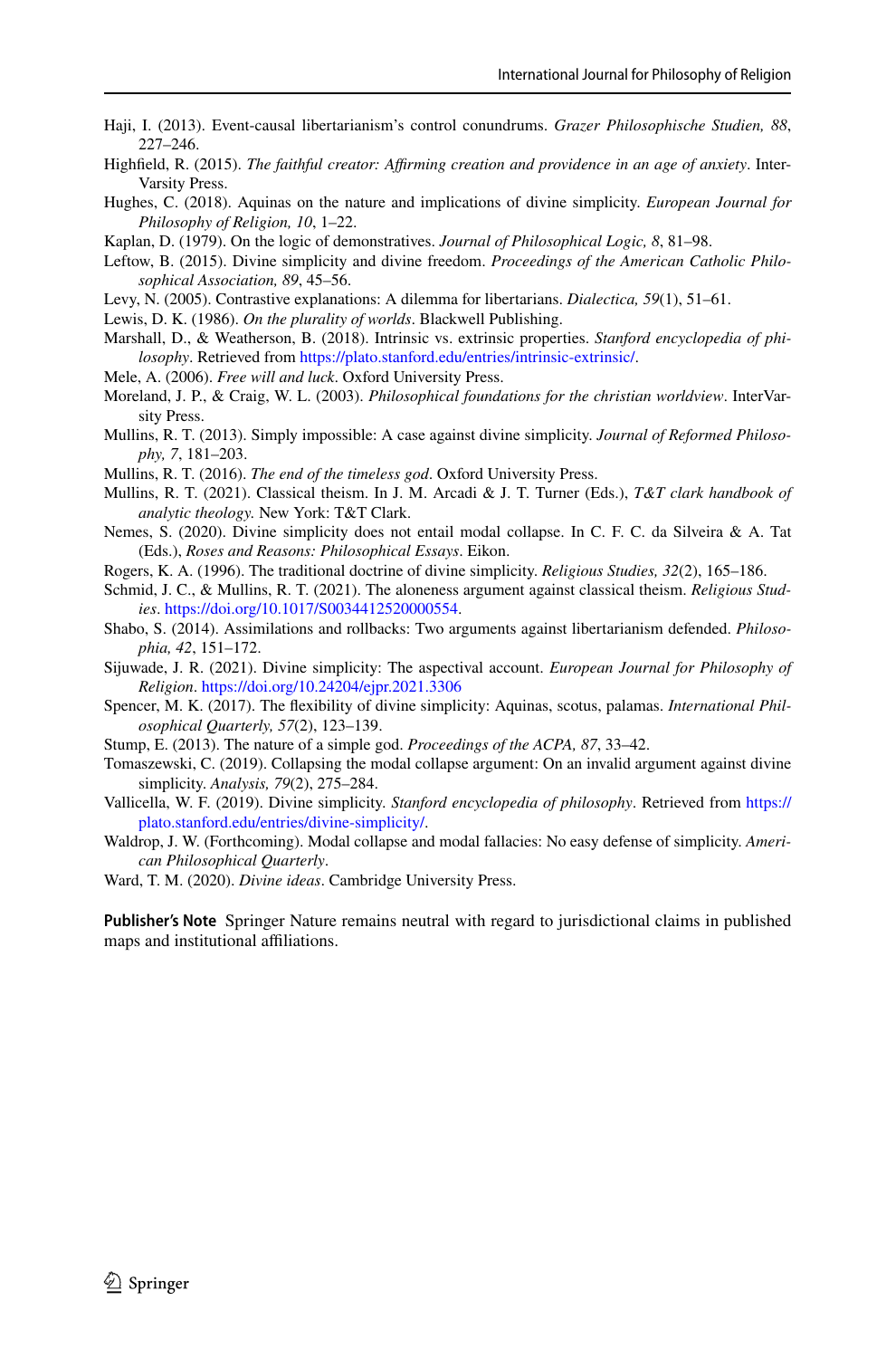Haji, I. (2013). Event-causal libertarianism's control conundrums. *Grazer Philosophische Studien, 88*, 227–246.

Highfield, R. (2015). *The faithful creator: Affirming creation and providence in an age of anxiety*. InterVarsity Press.

Hughes, C. (2018). Aquinas on the nature and implications of divine simplicity. *European Journal for Philosophy of Religion, 10*, 1–22.

Kaplan, D. (1979). On the logic of demonstratives. *Journal of Philosophical Logic, 8*, 81–98.

Leftow, B. (2015). Divine simplicity and divine freedom. *Proceedings of the American Catholic Philosophical Association, 89*, 45–56.

Levy, N. (2005). Contrastive explanations: A dilemma for libertarians. *Dialectica, 59*(1), 51–61.

Lewis, D. K. (1986). *On the plurality of worlds*. Blackwell Publishing.

Marshall, D., & Weatherson, B. (2018). Intrinsic vs. extrinsic properties. *Stanford encyclopedia of philosophy*. Retrieved from https://plato.stanford.edu/entries/intrinsic-extrinsic/.

Mele, A. (2006). *Free will and luck*. Oxford University Press.

Moreland, J. P., & Craig, W. L. (2003). *Philosophical foundations for the christian worldview*. InterVarsity Press.

Mullins, R. T. (2013). Simply impossible: A case against divine simplicity. *Journal of Reformed Philosophy, 7*, 181–203.

Mullins, R. T. (2016). *The end of the timeless god*. Oxford University Press.

Mullins, R. T. (2021). Classical theism. In J. M. Arcadi & J. T. Turner (Eds.), *T&T clark handbook of analytic theology*. New York: T&T Clark.

Nemes, S. (2020). Divine simplicity does not entail modal collapse. In C. F. C. da Silveira & A. Tat (Eds.), *Roses and Reasons: Philosophical Essays*. Eikon.

Rogers, K. A. (1996). The traditional doctrine of divine simplicity. *Religious Studies, 32*(2), 165–186.

Schmid, J. C., & Mullins, R. T. (2021). The aloneness argument against classical theism. *Religious Studies*. https://doi.org/10.1017/S0034412520000554.

Shabo, S. (2014). Assimilations and rollbacks: Two arguments against libertarianism defended. *Philosophia, 42*, 151–172.

Sijuwade, J. R. (2021). Divine simplicity: The aspectival account. *European Journal for Philosophy of Religion*. https://doi.org/10.24204/ejpr.2021.3306

Spencer, M. K. (2017). The flexibility of divine simplicity: Aquinas, scotus, palamas. *International Philosophical Quarterly, 57*(2), 123–139.

Stump, E. (2013). The nature of a simple god. *Proceedings of the ACPA, 87*, 33–42.

Tomaszewski, C. (2019). Collapsing the modal collapse argument: On an invalid argument against divine simplicity. *Analysis, 79*(2), 275–284.

Vallicella, W. F. (2019). Divine simplicity. *Stanford encyclopedia of philosophy*. Retrieved from https://plato.stanford.edu/entries/divine-simplicity/.

Waldrop, J. W. (Forthcoming). Modal collapse and modal fallacies: No easy defense of simplicity. *American Philosophical Quarterly*.

Ward, T. M. (2020). *Divine ideas*. Cambridge University Press.

**Publisher's Note** Springer Nature remains neutral with regard to jurisdictional claims in published maps and institutional affiliations.